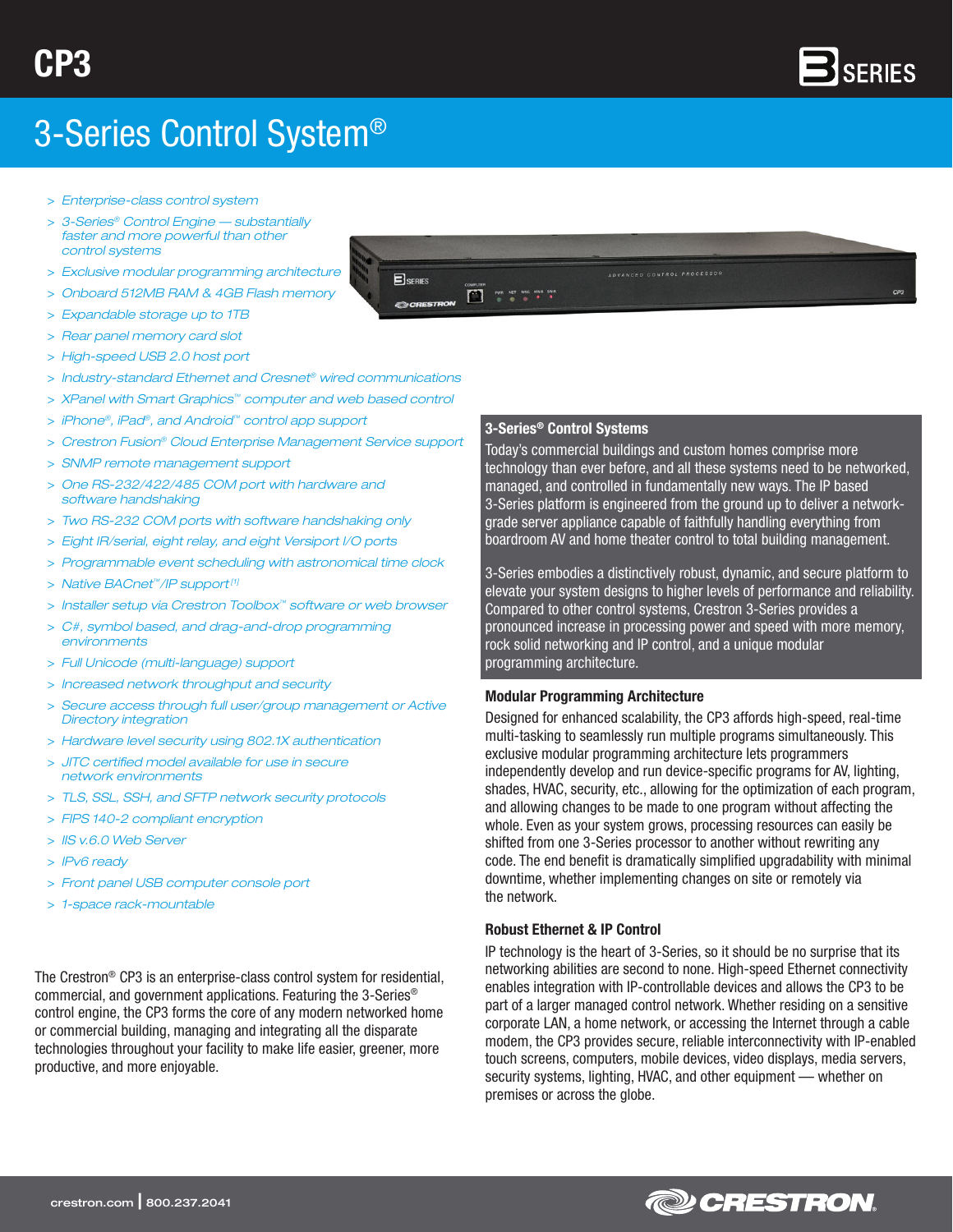# CP3

## 3-Series Control System®

- Enterprise-class control system
- 3-Series® Control Engine — substantially faster and more powerful than other control systems
- Exclusive modular programming architecture
- Onboard 512MB RAM & 4GB Flash memory
- Expandable storage up to 1TB
- Rear panel memory card slot
- High-speed USB 2.0 host port
- Industry-standard Ethernet and Cresnet® wired communications
- XPanel with Smart Graphics™ computer and web based control
- iPhone®, iPad®, and Android™ control app support
- Crestron Fusion® Cloud Enterprise Management Service support
- SNMP remote management support
- One RS-232/422/485 COM port with hardware and software handshaking
- Two RS-232 COM ports with software handshaking only
- Eight IR/serial, eight relay, and eight Versiport I/O ports
- Programmable event scheduling with astronomical time clock
- Native BACnet™/IP support[1]
- Installer setup via Crestron Toolbox™ software or web browser
- C#, symbol based, and drag-and-drop programming environments
- Full Unicode (multi-language) support
- Increased network throughput and security
- Secure access through full user/group management or Active Directory integration
- Hardware level security using 802.1X authentication
- JITC certified model available for use in secure network environments
- TLS, SSL, SSH, and SFTP network security protocols
- FIPS 140-2 compliant encryption
- IIS v.6.0 Web Server
- IPv6 ready
- Front panel USB computer console port
- 1-space rack-mountable

The Crestron® CP3 is an enterprise-class control system for residential, commercial, and government applications. Featuring the 3-Series® control engine, the CP3 forms the core of any modern networked home or commercial building, managing and integrating all the disparate technologies throughout your facility to make life easier, greener, more productive, and more enjoyable.

### 3-Series® Control Systems

Today's commercial buildings and custom homes comprise more technology than ever before, and all these systems need to be networked, managed, and controlled in fundamentally new ways. The IP based 3-Series platform is engineered from the ground up to deliver a network-grade server appliance capable of faithfully handling everything from boardroom AV and home theater control to total building management.

3-Series embodies a distinctively robust, dynamic, and secure platform to elevate your system designs to higher levels of performance and reliability. Compared to other control systems, Crestron 3-Series provides a pronounced increase in processing power and speed with more memory, rock solid networking and IP control, and a unique modular programming architecture.

### Modular Programming Architecture

Designed for enhanced scalability, the CP3 affords high-speed, real-time multi-tasking to seamlessly run multiple programs simultaneously. This exclusive modular programming architecture lets programmers independently develop and run device-specific programs for AV, lighting, shades, HVAC, security, etc., allowing for the optimization of each program, and allowing changes to be made to one program without affecting the whole. Even as your system grows, processing resources can easily be shifted from one 3-Series processor to another without rewriting any code. The end benefit is dramatically simplified upgradability with minimal downtime, whether implementing changes on site or remotely via the network.

### Robust Ethernet & IP Control

IP technology is the heart of 3-Series, so it should be no surprise that its networking abilities are second to none. High-speed Ethernet connectivity enables integration with IP-controllable devices and allows the CP3 to be part of a larger managed control network. Whether residing on a sensitive corporate LAN, a home network, or accessing the Internet through a cable modem, the CP3 provides secure, reliable interconnectivity with IP-enabled touch screens, computers, mobile devices, video displays, media servers, security systems, lighting, HVAC, and other equipment — whether on premises or across the globe.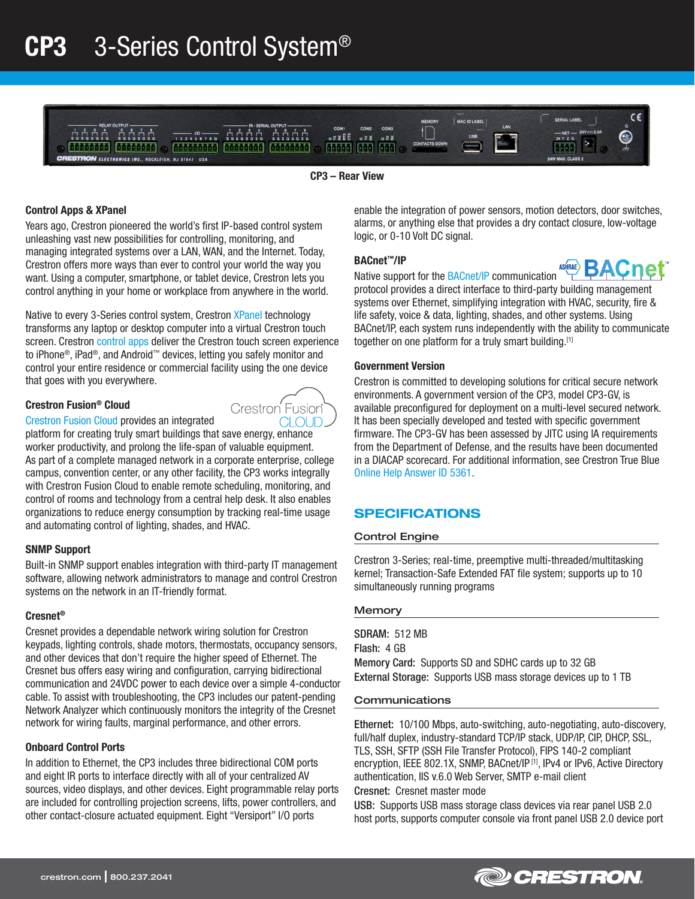# CP3 3-Series Control System®

**CP3 – Rear View**

### Control Apps & XPanel

Years ago, Crestron pioneered the world's first IP-based control system unleashing vast new possibilities for controlling, monitoring, and managing integrated systems over a LAN, WAN, and the Internet. Today, Crestron offers more ways than ever to control your world the way you want. Using a computer, smartphone, or tablet device, Crestron lets you control anything in your home or workplace from anywhere in the world.

Native to every 3-Series control system, Crestron XPanel technology transforms any laptop or desktop computer into a virtual Crestron touch screen. Crestron control apps deliver the Crestron touch screen experience to iPhone®, iPad®, and Android™ devices, letting you safely monitor and control your entire residence or commercial facility using the one device that goes with you everywhere.

### Crestron Fusion® Cloud

Crestron Fusion Cloud provides an integrated platform for creating truly smart buildings that save energy, enhance worker productivity, and prolong the life-span of valuable equipment. As part of a complete managed network in a corporate enterprise, college campus, convention center, or any other facility, the CP3 works integrally with Crestron Fusion Cloud to enable remote scheduling, monitoring, and control of rooms and technology from a central help desk. It also enables organizations to reduce energy consumption by tracking real-time usage and automating control of lighting, shades, and HVAC.

### SNMP Support

Built-in SNMP support enables integration with third-party IT management software, allowing network administrators to manage and control Crestron systems on the network in an IT-friendly format.

### Cresnet®

Cresnet provides a dependable network wiring solution for Crestron keypads, lighting controls, shade motors, thermostats, occupancy sensors, and other devices that don't require the higher speed of Ethernet. The Cresnet bus offers easy wiring and configuration, carrying bidirectional communication and 24VDC power to each device over a simple 4-conductor cable. To assist with troubleshooting, the CP3 includes our patent-pending Network Analyzer which continuously monitors the integrity of the Cresnet network for wiring faults, marginal performance, and other errors.

### Onboard Control Ports

In addition to Ethernet, the CP3 includes three bidirectional COM ports and eight IR ports to interface directly with all of your centralized AV sources, video displays, and other devices. Eight programmable relay ports are included for controlling projection screens, lifts, power controllers, and other contact-closure actuated equipment. Eight "Versiport" I/O ports enable the integration of power sensors, motion detectors, door switches, alarms, or anything else that provides a dry contact closure, low-voltage logic, or 0-10 Volt DC signal.

### BACnet™/IP

Native support for the BACnet/IP communication protocol provides a direct interface to third-party building management systems over Ethernet, simplifying integration with HVAC, security, fire & life safety, voice & data, lighting, shades, and other systems. Using BACnet/IP, each system runs independently with the ability to communicate together on one platform for a truly smart building.[1]

### Government Version

Crestron is committed to developing solutions for critical secure network environments. A government version of the CP3, model CP3-GV, is available preconfigured for deployment on a multi-level secured network. It has been specially developed and tested with specific government firmware. The CP3-GV has been assessed by JITC using IA requirements from the Department of Defense, and the results have been documented in a DIACAP scorecard. For additional information, see Crestron True Blue Online Help Answer ID 5361.

## SPECIFICATIONS

### Control Engine

Crestron 3-Series; real-time, preemptive multi-threaded/multitasking kernel; Transaction-Safe Extended FAT file system; supports up to 10 simultaneously running programs

### Memory

**SDRAM:** 512 MB
**Flash:** 4 GB
**Memory Card:** Supports SD and SDHC cards up to 32 GB
**External Storage:** Supports USB mass storage devices up to 1 TB

### Communications

**Ethernet:** 10/100 Mbps, auto-switching, auto-negotiation, auto-discovery, full/half duplex, industry-standard TCP/IP stack, UDP/IP, CIP, DHCP, SSL, TLS, SSH, SFTP (SSH File Transfer Protocol), FIPS 140-2 compliant encryption, IEEE 802.1X, SNMP, BACnet/IP [1], IPv4 or IPv6, Active Directory authentication, IIS v.6.0 Web Server, SMTP e-mail client
**Cresnet:** Cresnet master mode
**USB:** Supports USB mass storage class devices via rear panel USB 2.0 host ports, supports computer console via front panel USB 2.0 device port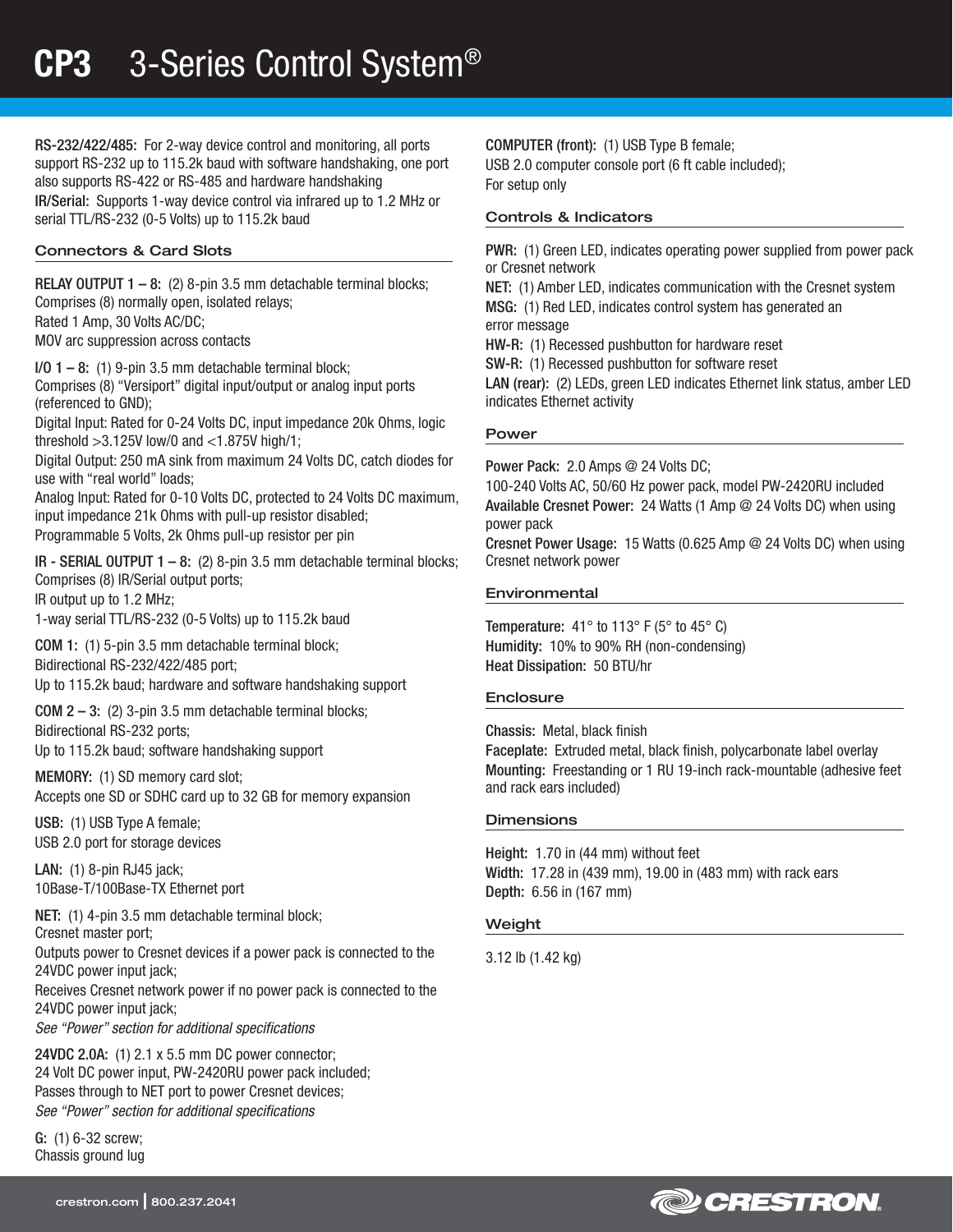**RS-232/422/485:** For 2-way device control and monitoring, all ports support RS-232 up to 115.2k baud with software handshaking, one port also supports RS-422 or RS-485 and hardware handshaking
**IR/Serial:** Supports 1-way device control via infrared up to 1.2 MHz or serial TTL/RS-232 (0-5 Volts) up to 115.2k baud

## Connectors & Card Slots

**RELAY OUTPUT 1 – 8:** (2) 8-pin 3.5 mm detachable terminal blocks;
Comprises (8) normally open, isolated relays;
Rated 1 Amp, 30 Volts AC/DC;
MOV arc suppression across contacts

**I/O 1 – 8:** (1) 9-pin 3.5 mm detachable terminal block;
Comprises (8) "Versiport" digital input/output or analog input ports (referenced to GND);
Digital Input: Rated for 0-24 Volts DC, input impedance 20k Ohms, logic threshold >3.125V low/0 and <1.875V high/1;
Digital Output: 250 mA sink from maximum 24 Volts DC, catch diodes for use with "real world" loads;
Analog Input: Rated for 0-10 Volts DC, protected to 24 Volts DC maximum, input impedance 21k Ohms with pull-up resistor disabled;
Programmable 5 Volts, 2k Ohms pull-up resistor per pin

**IR - SERIAL OUTPUT 1 – 8:** (2) 8-pin 3.5 mm detachable terminal blocks;
Comprises (8) IR/Serial output ports;
IR output up to 1.2 MHz;
1-way serial TTL/RS-232 (0-5 Volts) up to 115.2k baud

**COM 1:** (1) 5-pin 3.5 mm detachable terminal block;
Bidirectional RS-232/422/485 port;
Up to 115.2k baud; hardware and software handshaking support

**COM 2 – 3:** (2) 3-pin 3.5 mm detachable terminal blocks;
Bidirectional RS-232 ports;
Up to 115.2k baud; software handshaking support

**MEMORY:** (1) SD memory card slot;
Accepts one SD or SDHC card up to 32 GB for memory expansion

**USB:** (1) USB Type A female;
USB 2.0 port for storage devices

**LAN:** (1) 8-pin RJ45 jack;
10Base-T/100Base-TX Ethernet port

**NET:** (1) 4-pin 3.5 mm detachable terminal block;
Cresnet master port;
Outputs power to Cresnet devices if a power pack is connected to the 24VDC power input jack;
Receives Cresnet network power if no power pack is connected to the 24VDC power input jack;
*See "Power" section for additional specifications*

**24VDC 2.0A:** (1) 2.1 x 5.5 mm DC power connector;
24 Volt DC power input, PW-2420RU power pack included;
Passes through to NET port to power Cresnet devices;
*See "Power" section for additional specifications*

**G:** (1) 6-32 screw;
Chassis ground lug

**COMPUTER (front):** (1) USB Type B female;
USB 2.0 computer console port (6 ft cable included);
For setup only

## Controls & Indicators

**PWR:** (1) Green LED, indicates operating power supplied from power pack or Cresnet network
**NET:** (1) Amber LED, indicates communication with the Cresnet system
**MSG:** (1) Red LED, indicates control system has generated an error message
**HW-R:** (1) Recessed pushbutton for hardware reset
**SW-R:** (1) Recessed pushbutton for software reset
**LAN (rear):** (2) LEDs, green LED indicates Ethernet link status, amber LED indicates Ethernet activity

## Power

**Power Pack:** 2.0 Amps @ 24 Volts DC;
100-240 Volts AC, 50/60 Hz power pack, model PW-2420RU included
**Available Cresnet Power:** 24 Watts (1 Amp @ 24 Volts DC) when using power pack
**Cresnet Power Usage:** 15 Watts (0.625 Amp @ 24 Volts DC) when using Cresnet network power

## Environmental

**Temperature:** 41° to 113° F (5° to 45° C)
**Humidity:** 10% to 90% RH (non-condensing)
**Heat Dissipation:** 50 BTU/hr

## Enclosure

**Chassis:** Metal, black finish
**Faceplate:** Extruded metal, black finish, polycarbonate label overlay
**Mounting:** Freestanding or 1 RU 19-inch rack-mountable (adhesive feet and rack ears included)

## Dimensions

**Height:** 1.70 in (44 mm) without feet
**Width:** 17.28 in (439 mm), 19.00 in (483 mm) with rack ears
**Depth:** 6.56 in (167 mm)

## Weight

3.12 lb (1.42 kg)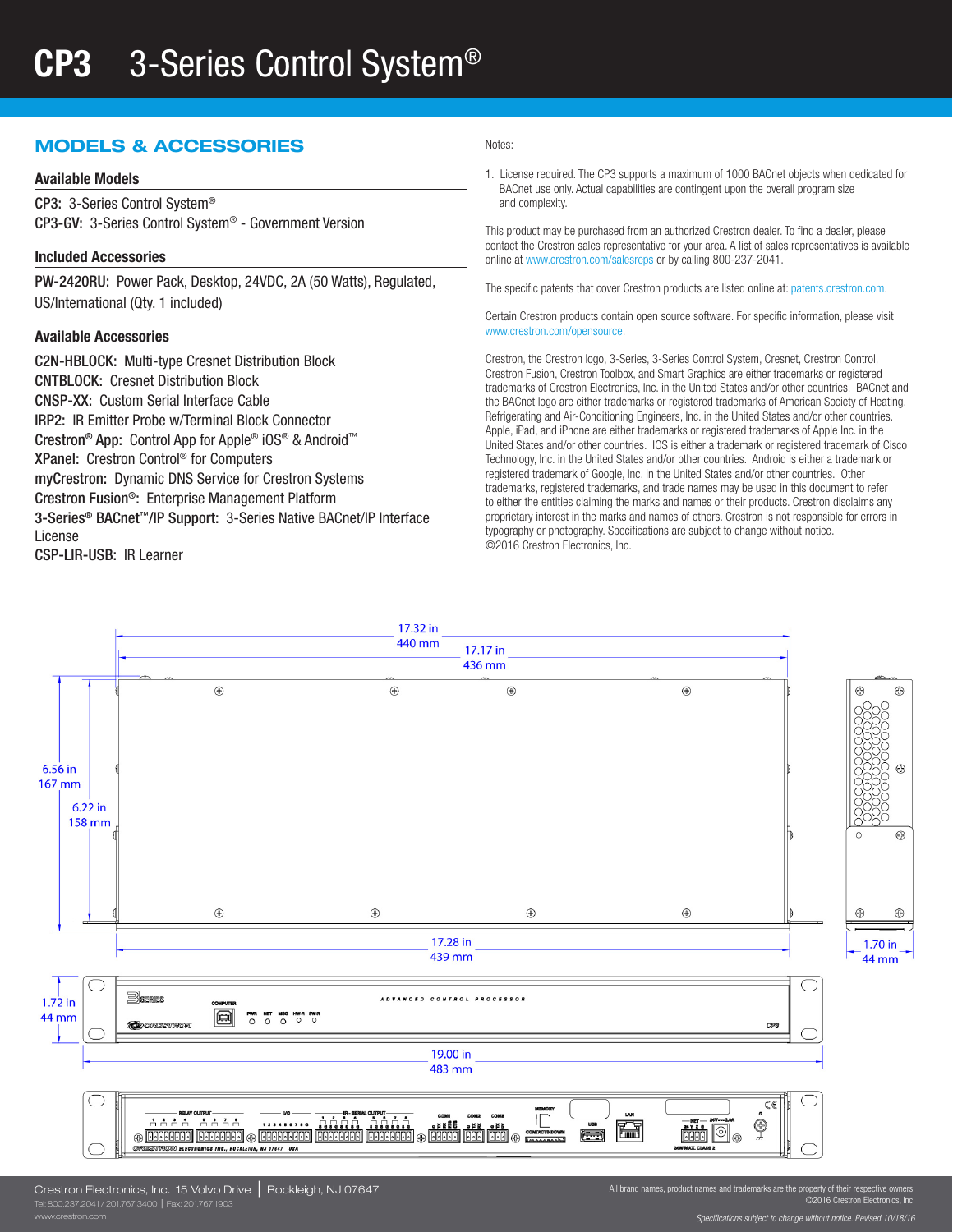# CP3 3-Series Control System®

## MODELS & ACCESSORIES

### Available Models

CP3: 3-Series Control System®
CP3-GV: 3-Series Control System® - Government Version

### Included Accessories

**PW-2420RU:** Power Pack, Desktop, 24VDC, 2A (50 Watts), Regulated, US/International (Qty. 1 included)

### Available Accessories

**C2N-HBLOCK:** Multi-type Cresnet Distribution Block
**CNTBLOCK:** Cresnet Distribution Block
**CNSP-XX:** Custom Serial Interface Cable
**IRP2:** IR Emitter Probe w/Terminal Block Connector
**Crestron® App:** Control App for Apple® iOS® & Android™
**XPanel:** Crestron Control® for Computers
**myCrestron:** Dynamic DNS Service for Crestron Systems
**Crestron Fusion®:** Enterprise Management Platform
**3-Series® BACnet™/IP Support:** 3-Series Native BACnet/IP Interface License
**CSP-LIR-USB:** IR Learner

Notes:

1. License required. The CP3 supports a maximum of 1000 BACnet objects when dedicated for BACnet use only. Actual capabilities are contingent upon the overall program size and complexity.

This product may be purchased from an authorized Crestron dealer. To find a dealer, please contact the Crestron sales representative for your area. A list of sales representatives is available online at www.crestron.com/salesreps or by calling 800-237-2041.

The specific patents that cover Crestron products are listed online at: patents.crestron.com.

Certain Crestron products contain open source software. For specific information, please visit www.crestron.com/opensource.

Crestron, the Crestron logo, 3-Series, 3-Series Control System, Cresnet, Crestron Control, Crestron Fusion, Crestron Toolbox, and Smart Graphics are either trademarks or registered trademarks of Crestron Electronics, Inc. in the United States and/or other countries. BACnet and the BACnet logo are either trademarks or registered trademarks of American Society of Heating, Refrigerating and Air-Conditioning Engineers, Inc. in the United States and/or other countries. Apple, iPad, and iPhone are either trademarks or registered trademarks of Apple Inc. in the United States and/or other countries. IOS is either a trademark or registered trademark of Cisco Technology, Inc. in the United States and/or other countries. Android is either a trademark or registered trademark of Google, Inc. in the United States and/or other countries. Other trademarks, registered trademarks, and trade names may be used in this document to refer to either the entities claiming the marks and names or their products. Crestron disclaims any proprietary interest in the marks and names of others. Crestron is not responsible for errors in typography or photography. Specifications are subject to change without notice.
©2016 Crestron Electronics, Inc.

17.32 in
440 mm
17.17 in
436 mm
6.56 in
167 mm
6.22 in
158 mm
17.28 in
439 mm
1.70 in
44 mm
1.72 in
44 mm
19.00 in
483 mm

Crestron Electronics, Inc. 15 Volvo Drive | Rockleigh, NJ 07647
Tel: 800.237.2041 / 201.767.3400 | Fax: 201.767.1903
www.crestron.com

All brand names, product names and trademarks are the property of their respective owners.
©2016 Crestron Electronics, Inc.

*Specifications subject to change without notice. Revised 10/18/16*